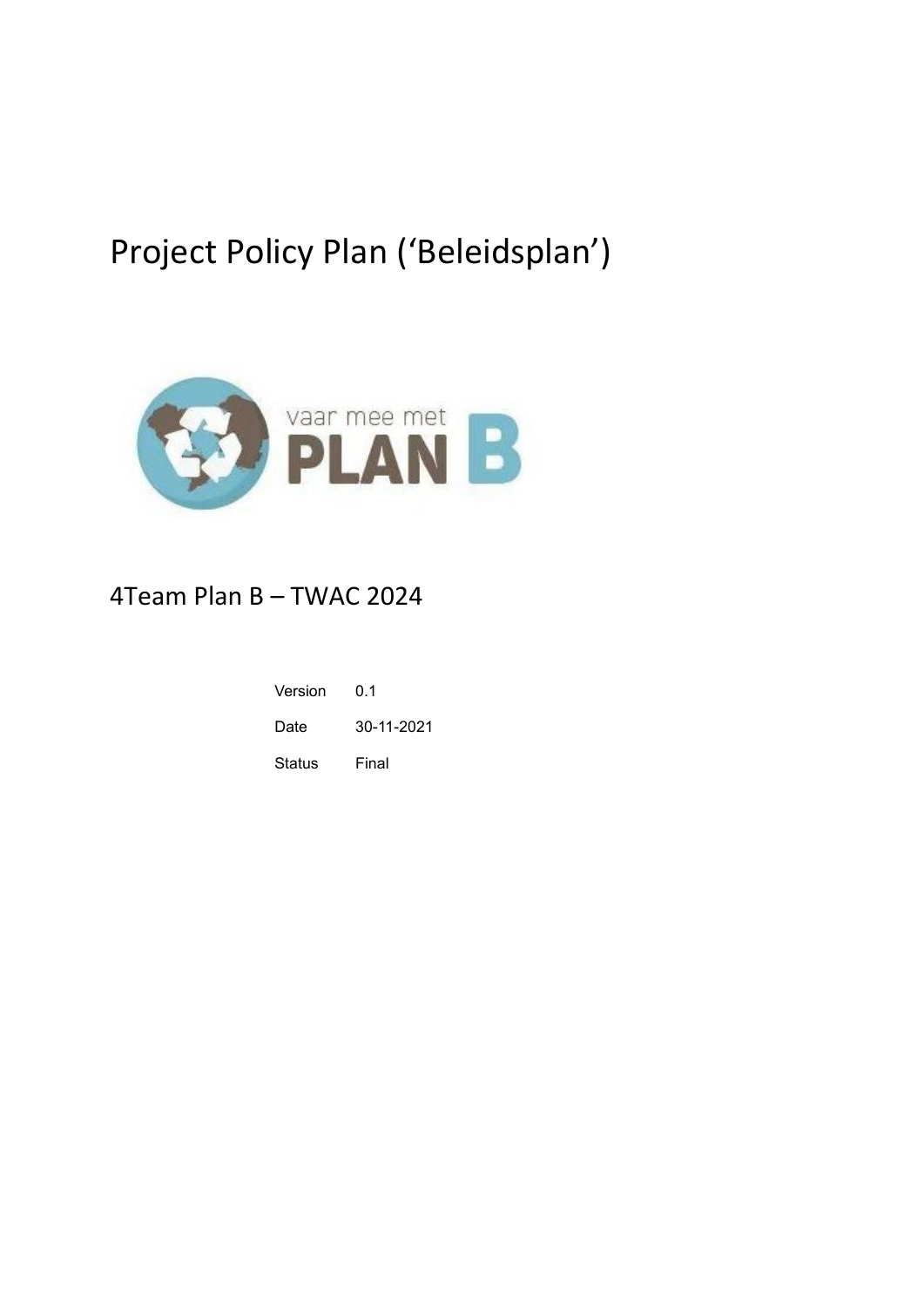# Project Policy Plan ('Beleidsplan')

vaar mee met **PLAN B**

## 4Team Plan B – TWAC 2024

| | |
|---|---|
| Version | 0.1 |
| Date | 30-11-2021 |
| Status | Final |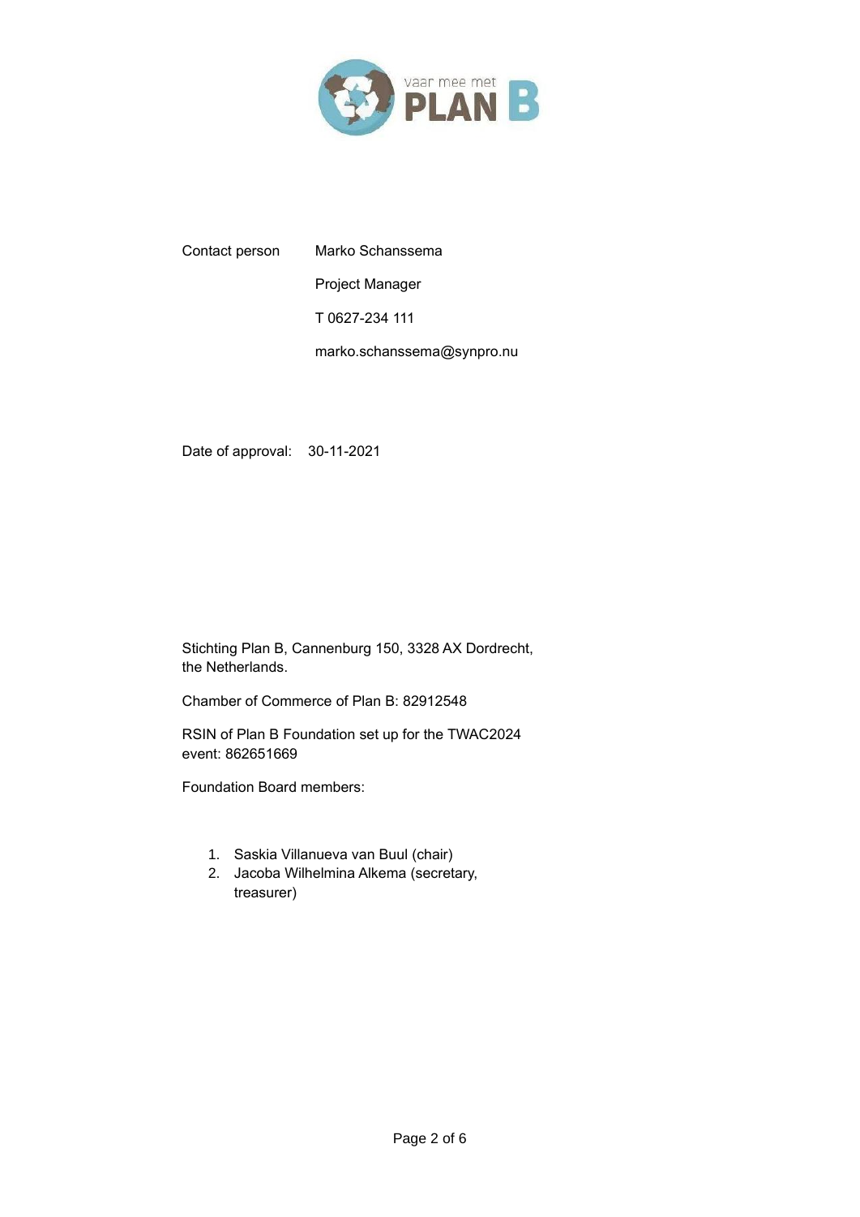| Contact person | Marko Schanssema |
|---|---|
| | Project Manager |
| | T 0627-234 111 |
| | marko.schanssema@synpro.nu |

Date of approval: 30-11-2021

Stichting Plan B, Cannenburg 150, 3328 AX Dordrecht, the Netherlands.

Chamber of Commerce of Plan B: 82912548

RSIN of Plan B Foundation set up for the TWAC2024 event: 862651669

Foundation Board members:

1. Saskia Villanueva van Buul (chair)
2. Jacoba Wilhelmina Alkema (secretary, treasurer)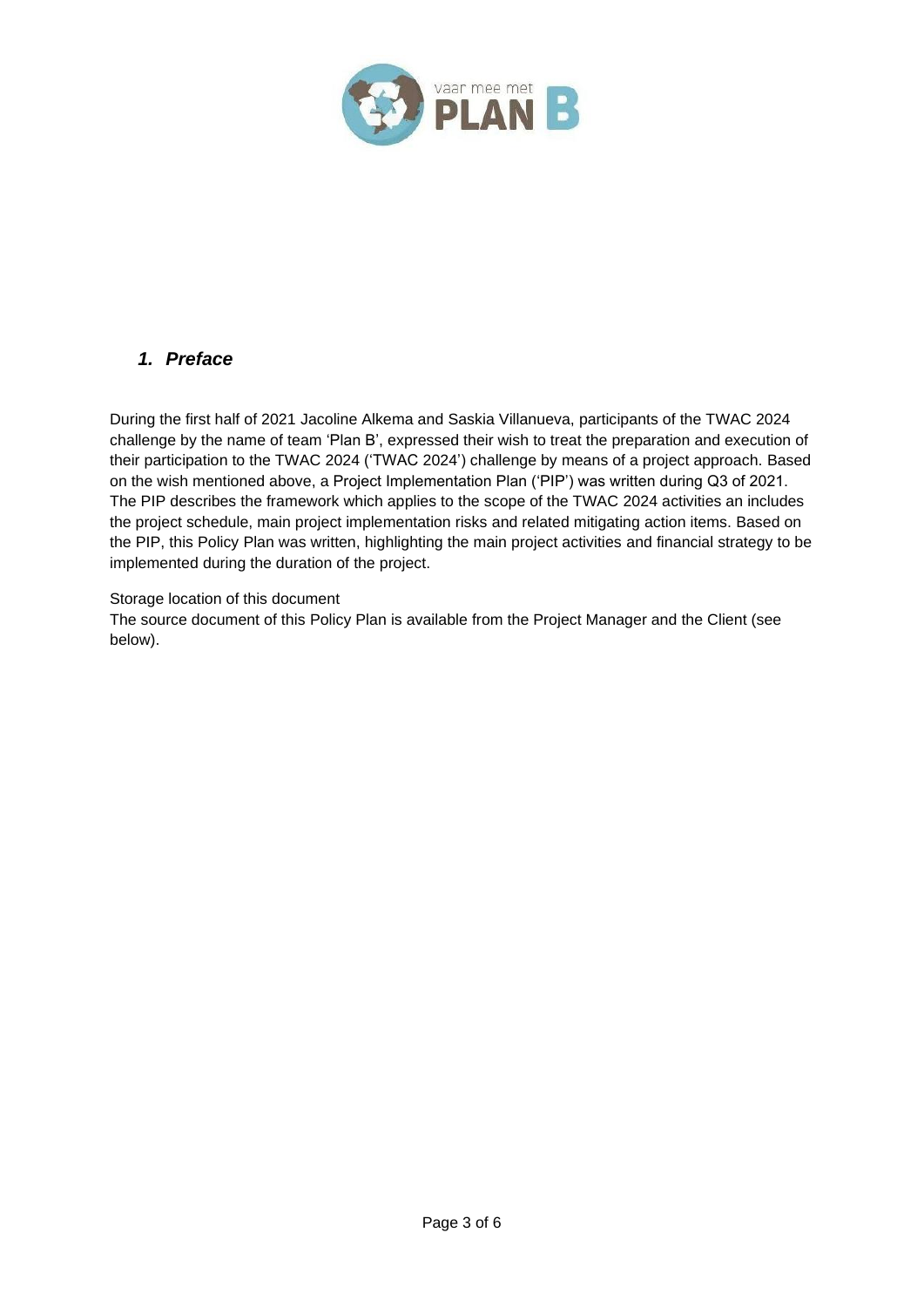## *1. Preface*

During the first half of 2021 Jacoline Alkema and Saskia Villanueva, participants of the TWAC 2024 challenge by the name of team 'Plan B', expressed their wish to treat the preparation and execution of their participation to the TWAC 2024 ('TWAC 2024') challenge by means of a project approach. Based on the wish mentioned above, a Project Implementation Plan ('PIP') was written during Q3 of 2021. The PIP describes the framework which applies to the scope of the TWAC 2024 activities an includes the project schedule, main project implementation risks and related mitigating action items. Based on the PIP, this Policy Plan was written, highlighting the main project activities and financial strategy to be implemented during the duration of the project.

Storage location of this document
The source document of this Policy Plan is available from the Project Manager and the Client (see below).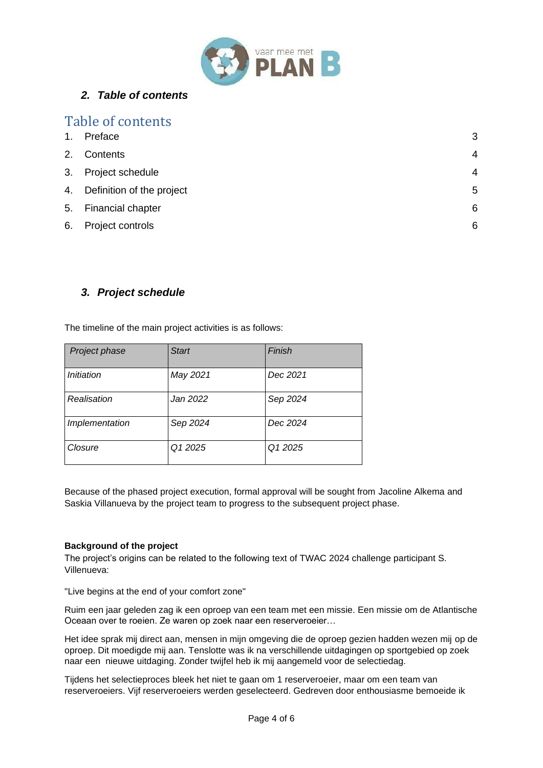## 2. *Table of contents*

# Table of contents

1. Preface 3
2. Contents 4
3. Project schedule 4
4. Definition of the project 5
5. Financial chapter 6
6. Project controls 6

## 3. *Project schedule*

The timeline of the main project activities is as follows:

| *Project phase* | *Start* | *Finish* |
|---|---|---|
| *Initiation* | *May 2021* | *Dec 2021* |
| *Realisation* | *Jan 2022* | *Sep 2024* |
| *Implementation* | *Sep 2024* | *Dec 2024* |
| *Closure* | *Q1 2025* | *Q1 2025* |

Because of the phased project execution, formal approval will be sought from Jacoline Alkema and Saskia Villanueva by the project team to progress to the subsequent project phase.

**Background of the project**

The project's origins can be related to the following text of TWAC 2024 challenge participant S. Villenueva:

"Live begins at the end of your comfort zone"

Ruim een jaar geleden zag ik een oproep van een team met een missie. Een missie om de Atlantische Oceaan over te roeien. Ze waren op zoek naar een reserveroeier…

Het idee sprak mij direct aan, mensen in mijn omgeving die de oproep gezien hadden wezen mij op de oproep. Dit moedigde mij aan. Tenslotte was ik na verschillende uitdagingen op sportgebied op zoek naar een nieuwe uitdaging. Zonder twijfel heb ik mij aangemeld voor de selectiedag.

Tijdens het selectieproces bleek het niet te gaan om 1 reserveroeier, maar om een team van reserveroeiers. Vijf reserveroeiers werden geselecteerd. Gedreven door enthousiasme bemoeide ik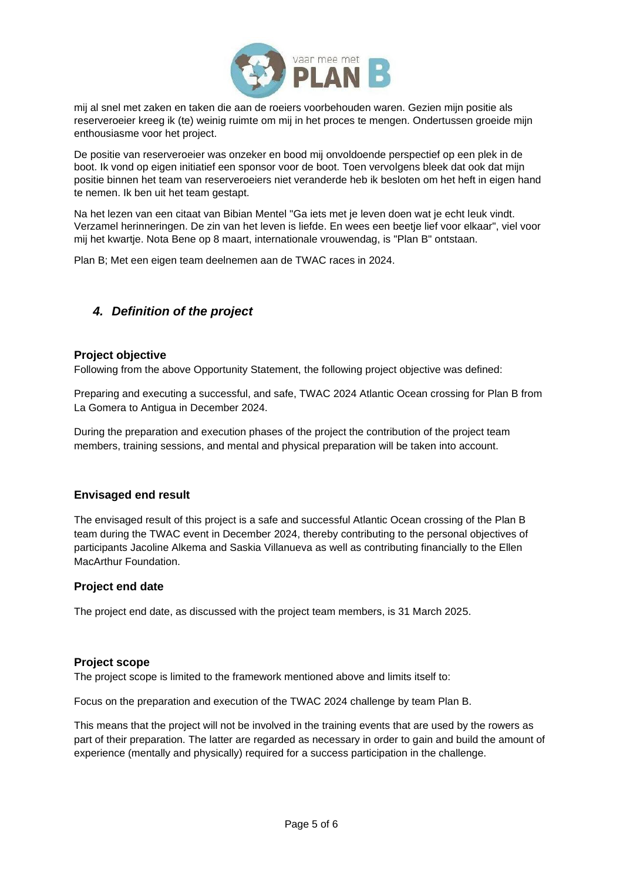mij al snel met zaken en taken die aan de roeiers voorbehouden waren. Gezien mijn positie als reserveroeier kreeg ik (te) weinig ruimte om mij in het proces te mengen. Ondertussen groeide mijn enthousiasme voor het project.

De positie van reserveroeier was onzeker en bood mij onvoldoende perspectief op een plek in de boot. Ik vond op eigen initiatief een sponsor voor de boot. Toen vervolgens bleek dat ook dat mijn positie binnen het team van reserveroeiers niet veranderde heb ik besloten om het heft in eigen hand te nemen. Ik ben uit het team gestapt.

Na het lezen van een citaat van Bibian Mentel "Ga iets met je leven doen wat je echt leuk vindt. Verzamel herinneringen. De zin van het leven is liefde. En wees een beetje lief voor elkaar", viel voor mij het kwartje. Nota Bene op 8 maart, internationale vrouwendag, is "Plan B" ontstaan.

Plan B; Met een eigen team deelnemen aan de TWAC races in 2024.

## *4. Definition of the project*

### Project objective

Following from the above Opportunity Statement, the following project objective was defined:

Preparing and executing a successful, and safe, TWAC 2024 Atlantic Ocean crossing for Plan B from La Gomera to Antigua in December 2024.

During the preparation and execution phases of the project the contribution of the project team members, training sessions, and mental and physical preparation will be taken into account.

### Envisaged end result

The envisaged result of this project is a safe and successful Atlantic Ocean crossing of the Plan B team during the TWAC event in December 2024, thereby contributing to the personal objectives of participants Jacoline Alkema and Saskia Villanueva as well as contributing financially to the Ellen MacArthur Foundation.

### Project end date

The project end date, as discussed with the project team members, is 31 March 2025.

### Project scope

The project scope is limited to the framework mentioned above and limits itself to:

Focus on the preparation and execution of the TWAC 2024 challenge by team Plan B.

This means that the project will not be involved in the training events that are used by the rowers as part of their preparation. The latter are regarded as necessary in order to gain and build the amount of experience (mentally and physically) required for a success participation in the challenge.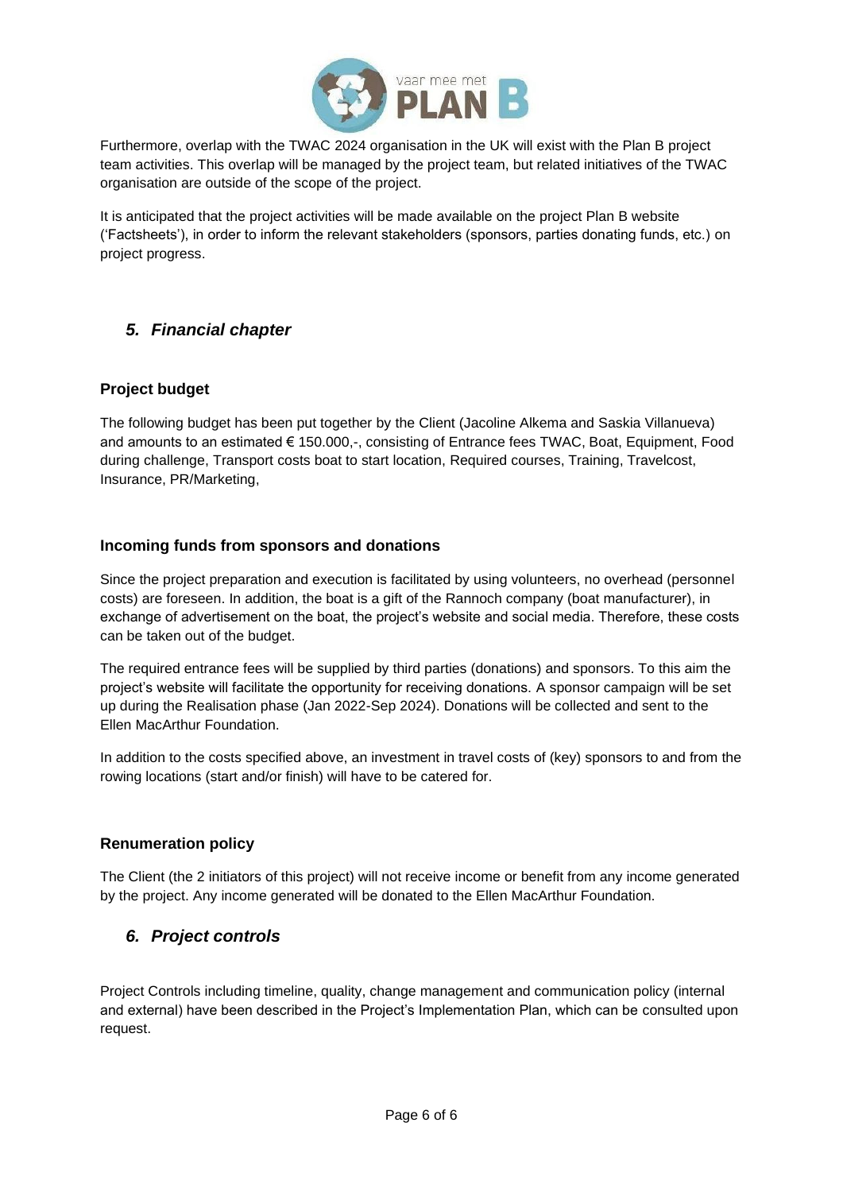Furthermore, overlap with the TWAC 2024 organisation in the UK will exist with the Plan B project team activities. This overlap will be managed by the project team, but related initiatives of the TWAC organisation are outside of the scope of the project.

It is anticipated that the project activities will be made available on the project Plan B website ('Factsheets'), in order to inform the relevant stakeholders (sponsors, parties donating funds, etc.) on project progress.

## *5. Financial chapter*

### Project budget

The following budget has been put together by the Client (Jacoline Alkema and Saskia Villanueva) and amounts to an estimated € 150.000,-, consisting of Entrance fees TWAC, Boat, Equipment, Food during challenge, Transport costs boat to start location, Required courses, Training, Travelcost, Insurance, PR/Marketing,

### Incoming funds from sponsors and donations

Since the project preparation and execution is facilitated by using volunteers, no overhead (personnel costs) are foreseen. In addition, the boat is a gift of the Rannoch company (boat manufacturer), in exchange of advertisement on the boat, the project's website and social media. Therefore, these costs can be taken out of the budget.

The required entrance fees will be supplied by third parties (donations) and sponsors. To this aim the project's website will facilitate the opportunity for receiving donations. A sponsor campaign will be set up during the Realisation phase (Jan 2022-Sep 2024). Donations will be collected and sent to the Ellen MacArthur Foundation.

In addition to the costs specified above, an investment in travel costs of (key) sponsors to and from the rowing locations (start and/or finish) will have to be catered for.

### Renumeration policy

The Client (the 2 initiators of this project) will not receive income or benefit from any income generated by the project. Any income generated will be donated to the Ellen MacArthur Foundation.

## *6. Project controls*

Project Controls including timeline, quality, change management and communication policy (internal and external) have been described in the Project's Implementation Plan, which can be consulted upon request.